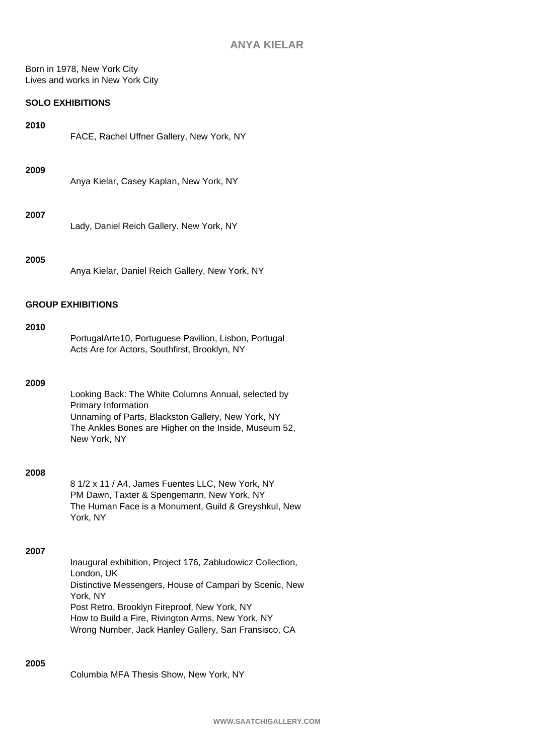# ANYA KIELAR

Born in 1978, New York City
Lives and works in New York City

## SOLO EXHIBITIONS

**2010**

FACE, Rachel Uffner Gallery, New York, NY

**2009**

Anya Kielar, Casey Kaplan, New York, NY

**2007**

Lady, Daniel Reich Gallery. New York, NY

**2005**

Anya Kielar, Daniel Reich Gallery, New York, NY

## GROUP EXHIBITIONS

**2010**

PortugalArte10, Portuguese Pavilion, Lisbon, Portugal
Acts Are for Actors, Southfirst, Brooklyn, NY

**2009**

Looking Back: The White Columns Annual, selected by Primary Information
Unnaming of Parts, Blackston Gallery, New York, NY
The Ankles Bones are Higher on the Inside, Museum 52, New York, NY

**2008**

8 1/2 x 11 / A4, James Fuentes LLC, New York, NY
PM Dawn, Taxter & Spengemann, New York, NY
The Human Face is a Monument, Guild & Greyshkul, New York, NY

**2007**

Inaugural exhibition, Project 176, Zabludowicz Collection, London, UK
Distinctive Messengers, House of Campari by Scenic, New York, NY
Post Retro, Brooklyn Fireproof, New York, NY
How to Build a Fire, Rivington Arms, New York, NY
Wrong Number, Jack Hanley Gallery, San Fransisco, CA

**2005**

Columbia MFA Thesis Show, New York, NY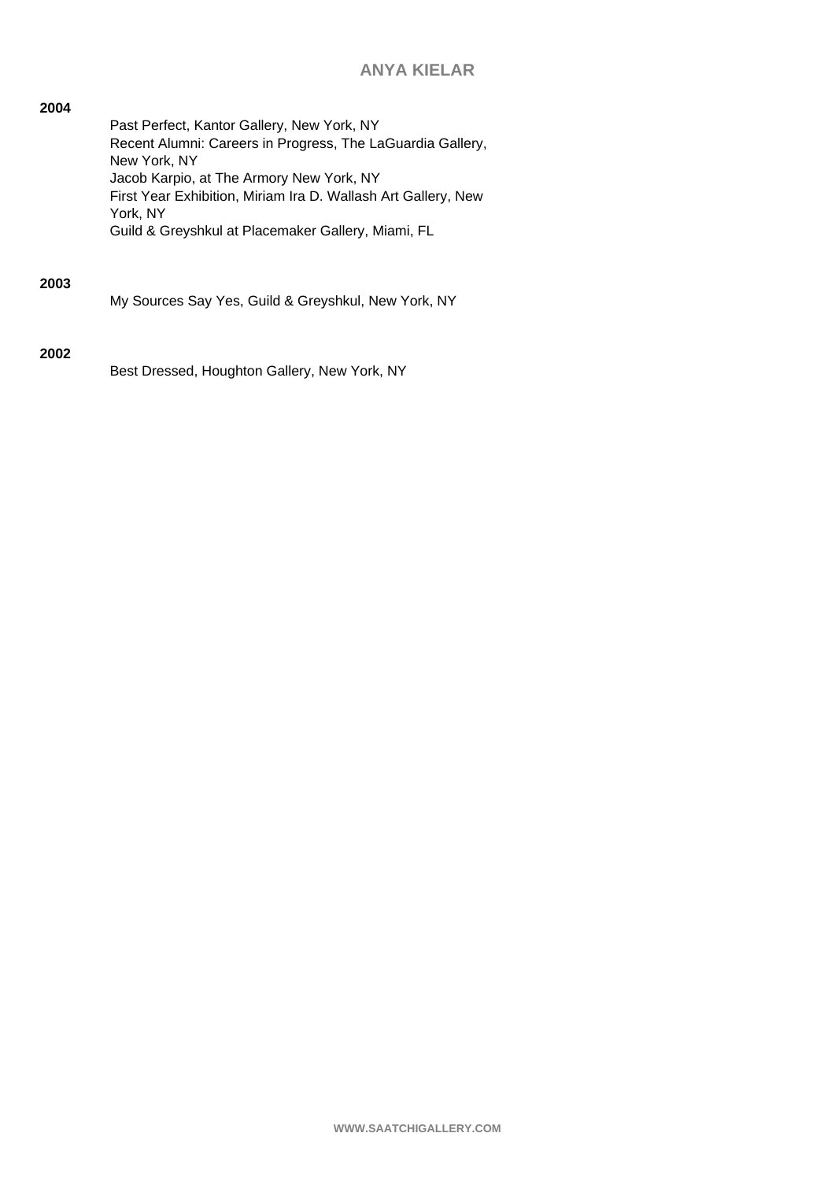**2004**

Past Perfect, Kantor Gallery, New York, NY
Recent Alumni: Careers in Progress, The LaGuardia Gallery, New York, NY
Jacob Karpio, at The Armory New York, NY
First Year Exhibition, Miriam Ira D. Wallash Art Gallery, New York, NY
Guild & Greyshkul at Placemaker Gallery, Miami, FL

**2003**

My Sources Say Yes, Guild & Greyshkul, New York, NY

**2002**

Best Dressed, Houghton Gallery, New York, NY